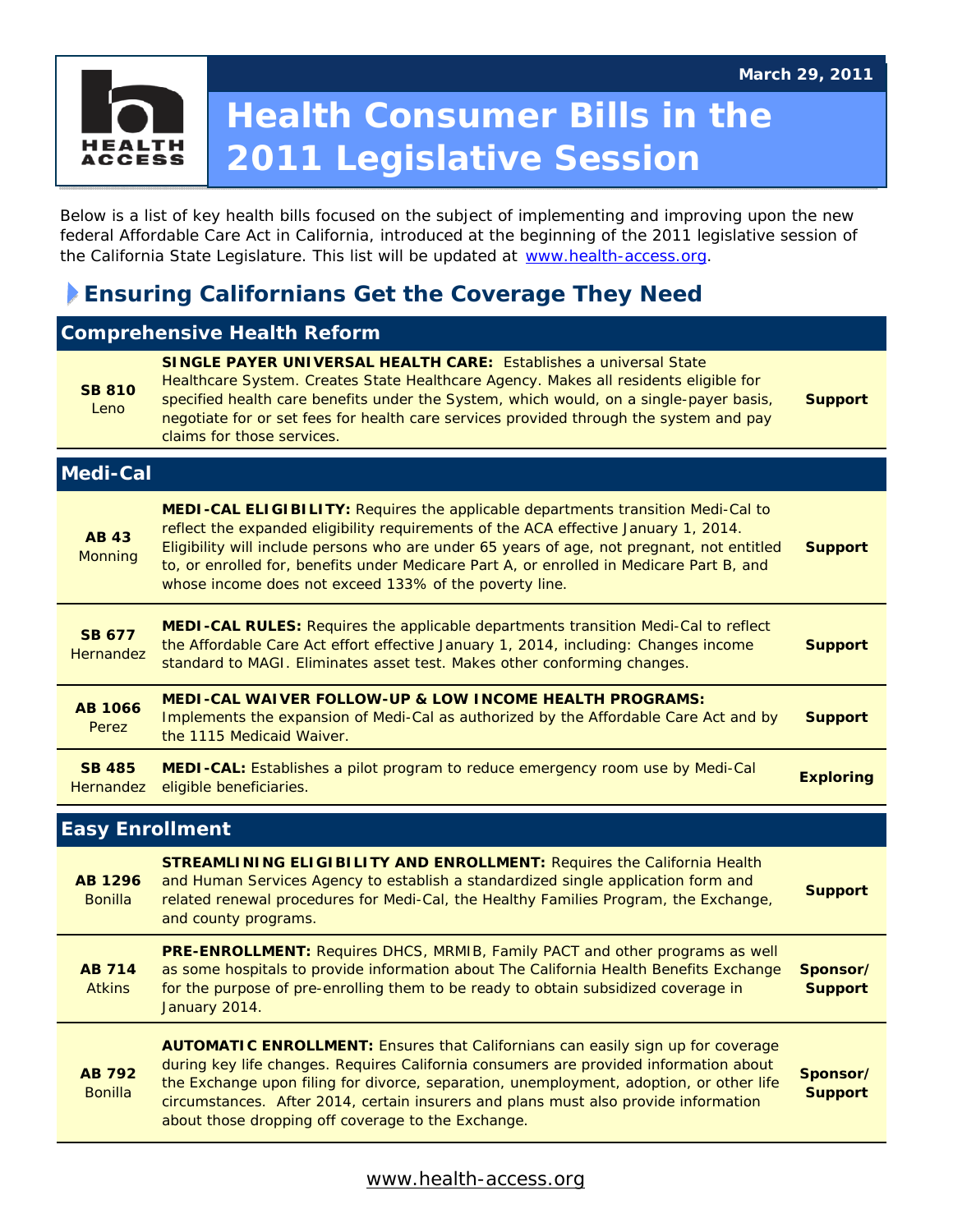March 29, 2011

# Health Consumer Bills in the 2011 Legislative Session

Below is a list of key health bills focused on the subject of implementing and improving upon the new federal Affordable Care Act in California, introduced at the beginning of the 2011 legislative session of the California State Legislature. This list will be updated at www.health-access.org.

## Ensuring Californians Get the Coverage They Need

### Comprehensive Health Reform

| Bill | Description | Position |
|---|---|---|
| **SB 810** Leno | **SINGLE PAYER UNIVERSAL HEALTH CARE:** Establishes a universal State Healthcare System. Creates State Healthcare Agency. Makes all residents eligible for specified health care benefits under the System, which would, on a single-payer basis, negotiate for or set fees for health care services provided through the system and pay claims for those services. | **Support** |

### Medi-Cal

| Bill | Description | Position |
|---|---|---|
| **AB 43** Monning | **MEDI-CAL ELIGIBILITY:** Requires the applicable departments transition Medi-Cal to reflect the expanded eligibility requirements of the ACA effective January 1, 2014. Eligibility will include persons who are under 65 years of age, not pregnant, not entitled to, or enrolled for, benefits under Medicare Part A, or enrolled in Medicare Part B, and whose income does not exceed 133% of the poverty line. | **Support** |
| **SB 677** Hernandez | **MEDI-CAL RULES:** Requires the applicable departments transition Medi-Cal to reflect the Affordable Care Act effort effective January 1, 2014, including: Changes income standard to MAGI. Eliminates asset test. Makes other conforming changes. | **Support** |
| **AB 1066** Perez | **MEDI-CAL WAIVER FOLLOW-UP & LOW INCOME HEALTH PROGRAMS:** Implements the expansion of Medi-Cal as authorized by the Affordable Care Act and by the 1115 Medicaid Waiver. | **Support** |
| **SB 485** Hernandez | **MEDI-CAL:** Establishes a pilot program to reduce emergency room use by Medi-Cal eligible beneficiaries. | **Exploring** |

### Easy Enrollment

| Bill | Description | Position |
|---|---|---|
| **AB 1296** Bonilla | **STREAMLINING ELIGIBILITY AND ENROLLMENT:** Requires the California Health and Human Services Agency to establish a standardized single application form and related renewal procedures for Medi-Cal, the Healthy Families Program, the Exchange, and county programs. | **Support** |
| **AB 714** Atkins | **PRE-ENROLLMENT:** Requires DHCS, MRMIB, Family PACT and other programs as well as some hospitals to provide information about The California Health Benefits Exchange for the purpose of pre-enrolling them to be ready to obtain subsidized coverage in January 2014. | **Sponsor/ Support** |
| **AB 792** Bonilla | **AUTOMATIC ENROLLMENT:** Ensures that Californians can easily sign up for coverage during key life changes. Requires California consumers are provided information about the Exchange upon filing for divorce, separation, unemployment, adoption, or other life circumstances. After 2014, certain insurers and plans must also provide information about those dropping off coverage to the Exchange. | **Sponsor/ Support** |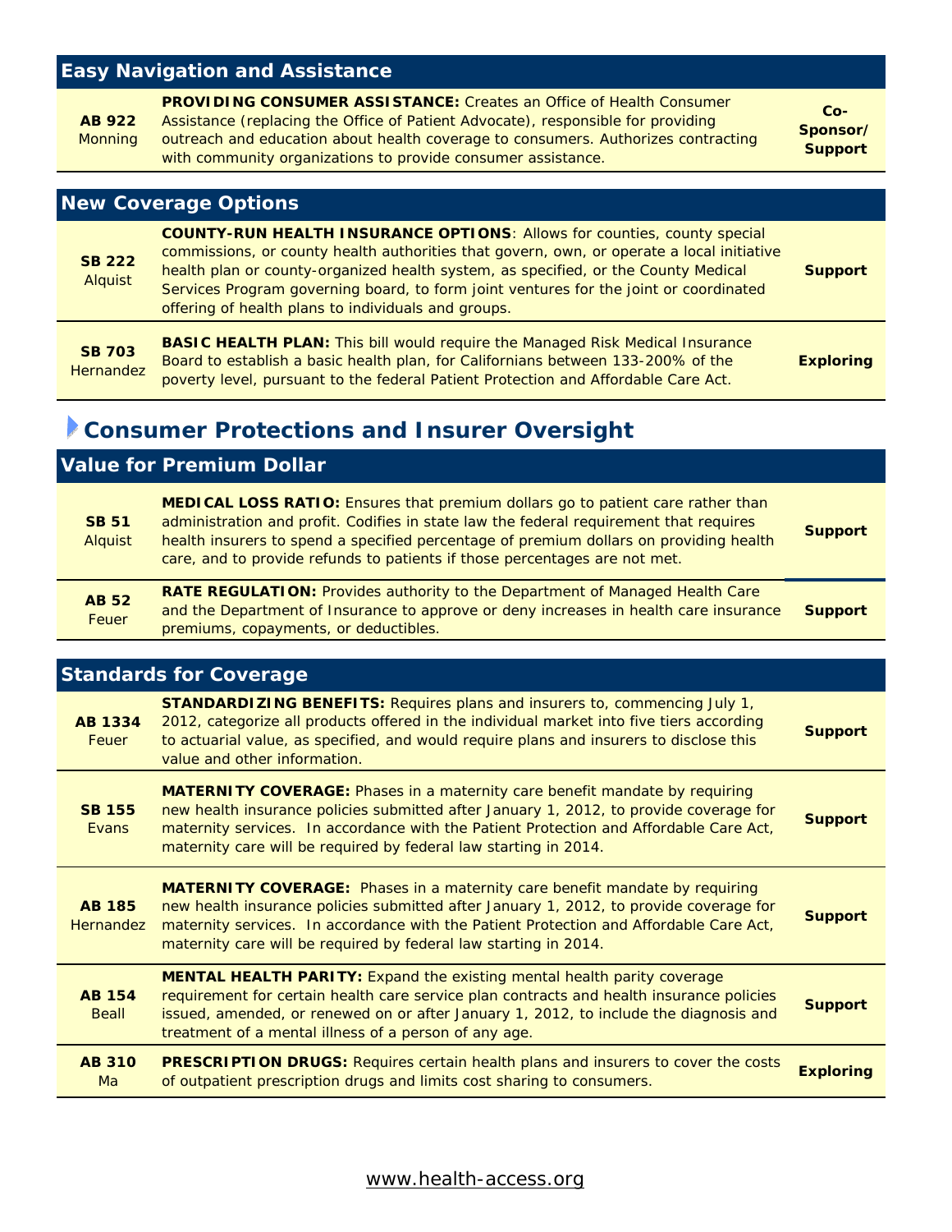## Easy Navigation and Assistance

| Bill | Description | Position |
|---|---|---|
| **AB 922** Monning | **PROVIDING CONSUMER ASSISTANCE:** Creates an Office of Health Consumer Assistance (replacing the Office of Patient Advocate), responsible for providing outreach and education about health coverage to consumers. Authorizes contracting with community organizations to provide consumer assistance. | **Co-Sponsor/ Support** |

## New Coverage Options

| Bill | Description | Position |
|---|---|---|
| **SB 222** Alquist | **COUNTY-RUN HEALTH INSURANCE OPTIONS**: Allows for counties, county special commissions, or county health authorities that govern, own, or operate a local initiative health plan or county-organized health system, as specified, or the County Medical Services Program governing board, to form joint ventures for the joint or coordinated offering of health plans to individuals and groups. | **Support** |
| **SB 703** Hernandez | **BASIC HEALTH PLAN:** This bill would require the Managed Risk Medical Insurance Board to establish a basic health plan, for Californians between 133-200% of the poverty level, pursuant to the federal Patient Protection and Affordable Care Act. | **Exploring** |

# Consumer Protections and Insurer Oversight

## Value for Premium Dollar

| Bill | Description | Position |
|---|---|---|
| **SB 51** Alquist | **MEDICAL LOSS RATIO:** Ensures that premium dollars go to patient care rather than administration and profit. Codifies in state law the federal requirement that requires health insurers to spend a specified percentage of premium dollars on providing health care, and to provide refunds to patients if those percentages are not met. | **Support** |
| **AB 52** Feuer | **RATE REGULATION:** Provides authority to the Department of Managed Health Care and the Department of Insurance to approve or deny increases in health care insurance premiums, copayments, or deductibles. | **Support** |

## Standards for Coverage

| Bill | Description | Position |
|---|---|---|
| **AB 1334** Feuer | **STANDARDIZING BENEFITS:** Requires plans and insurers to, commencing July 1, 2012, categorize all products offered in the individual market into five tiers according to actuarial value, as specified, and would require plans and insurers to disclose this value and other information. | **Support** |
| **SB 155** Evans | **MATERNITY COVERAGE:** Phases in a maternity care benefit mandate by requiring new health insurance policies submitted after January 1, 2012, to provide coverage for maternity services. In accordance with the Patient Protection and Affordable Care Act, maternity care will be required by federal law starting in 2014. | **Support** |
| **AB 185** Hernandez | **MATERNITY COVERAGE:** Phases in a maternity care benefit mandate by requiring new health insurance policies submitted after January 1, 2012, to provide coverage for maternity services. In accordance with the Patient Protection and Affordable Care Act, maternity care will be required by federal law starting in 2014. | **Support** |
| **AB 154** Beall | **MENTAL HEALTH PARITY:** Expand the existing mental health parity coverage requirement for certain health care service plan contracts and health insurance policies issued, amended, or renewed on or after January 1, 2012, to include the diagnosis and treatment of a mental illness of a person of any age. | **Support** |
| **AB 310** Ma | **PRESCRIPTION DRUGS:** Requires certain health plans and insurers to cover the costs of outpatient prescription drugs and limits cost sharing to consumers. | **Exploring** |

www.health-access.org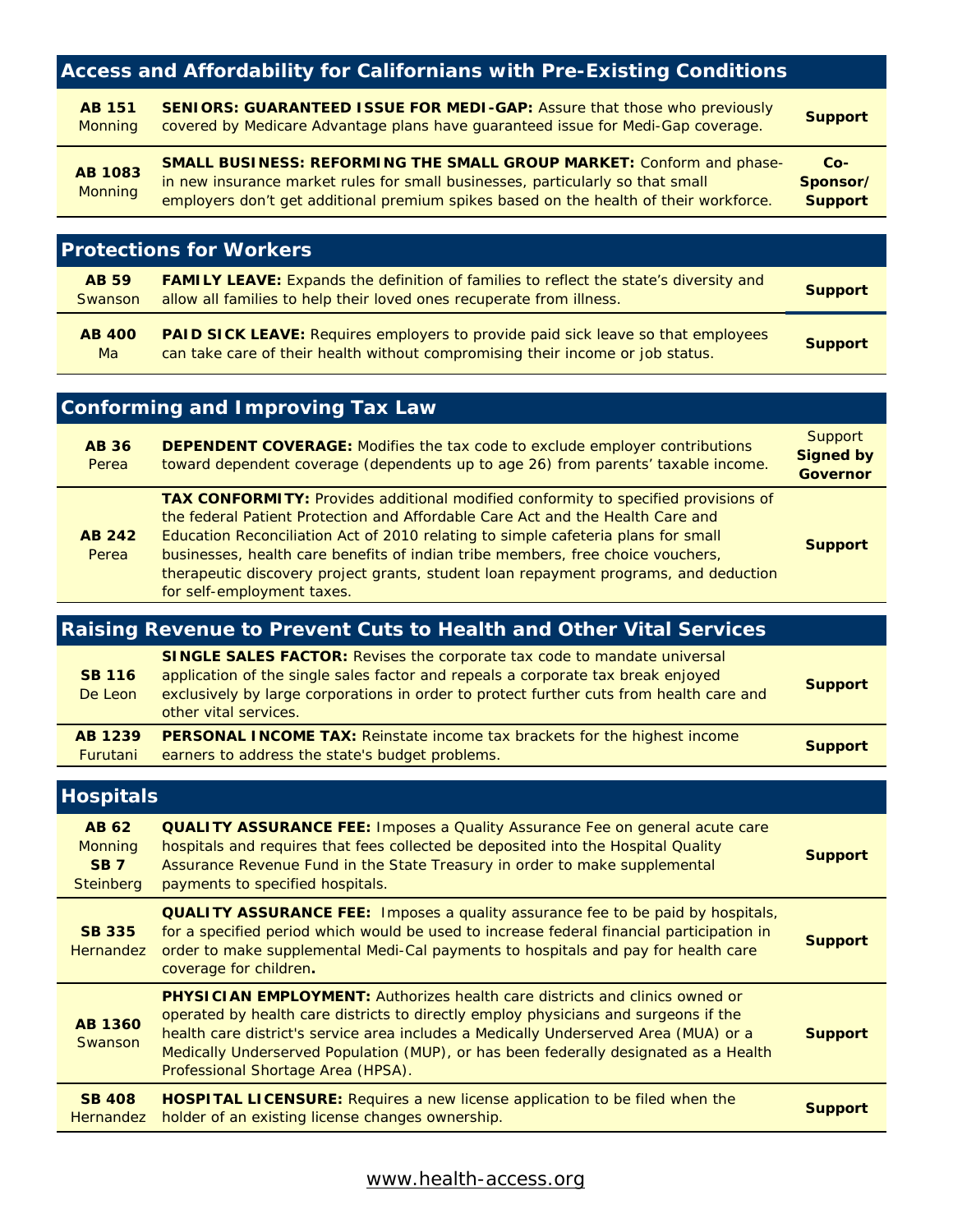## Access and Affordability for Californians with Pre-Existing Conditions

| Bill | Description | Position |
|---|---|---|
| **AB 151** Monning | **SENIORS: GUARANTEED ISSUE FOR MEDI-GAP:** Assure that those who previously covered by Medicare Advantage plans have guaranteed issue for Medi-Gap coverage. | **Support** |
| **AB 1083** Monning | **SMALL BUSINESS: REFORMING THE SMALL GROUP MARKET:** Conform and phase-in new insurance market rules for small businesses, particularly so that small employers don't get additional premium spikes based on the health of their workforce. | **Co-Sponsor/ Support** |

## Protections for Workers

| Bill | Description | Position |
|---|---|---|
| **AB 59** Swanson | **FAMILY LEAVE:** Expands the definition of families to reflect the state's diversity and allow all families to help their loved ones recuperate from illness. | **Support** |
| **AB 400** Ma | **PAID SICK LEAVE:** Requires employers to provide paid sick leave so that employees can take care of their health without compromising their income or job status. | **Support** |

## Conforming and Improving Tax Law

| Bill | Description | Position |
|---|---|---|
| **AB 36** Perea | **DEPENDENT COVERAGE:** Modifies the tax code to exclude employer contributions toward dependent coverage (dependents up to age 26) from parents' taxable income. | Support **Signed by Governor** |
| **AB 242** Perea | **TAX CONFORMITY:** Provides additional modified conformity to specified provisions of the federal Patient Protection and Affordable Care Act and the Health Care and Education Reconciliation Act of 2010 relating to simple cafeteria plans for small businesses, health care benefits of indian tribe members, free choice vouchers, therapeutic discovery project grants, student loan repayment programs, and deduction for self-employment taxes. | **Support** |

## Raising Revenue to Prevent Cuts to Health and Other Vital Services

| Bill | Description | Position |
|---|---|---|
| **SB 116** De Leon | **SINGLE SALES FACTOR:** Revises the corporate tax code to mandate universal application of the single sales factor and repeals a corporate tax break enjoyed exclusively by large corporations in order to protect further cuts from health care and other vital services. | **Support** |
| **AB 1239** Furutani | **PERSONAL INCOME TAX:** Reinstate income tax brackets for the highest income earners to address the state's budget problems. | **Support** |

## Hospitals

| Bill | Description | Position |
|---|---|---|
| **AB 62** Monning **SB 7** Steinberg | **QUALITY ASSURANCE FEE:** Imposes a Quality Assurance Fee on general acute care hospitals and requires that fees collected be deposited into the Hospital Quality Assurance Revenue Fund in the State Treasury in order to make supplemental payments to specified hospitals. | **Support** |
| **SB 335** Hernandez | **QUALITY ASSURANCE FEE:** Imposes a quality assurance fee to be paid by hospitals, for a specified period which would be used to increase federal financial participation in order to make supplemental Medi-Cal payments to hospitals and pay for health care coverage for children. | **Support** |
| **AB 1360** Swanson | **PHYSICIAN EMPLOYMENT:** Authorizes health care districts and clinics owned or operated by health care districts to directly employ physicians and surgeons if the health care district's service area includes a Medically Underserved Area (MUA) or a Medically Underserved Population (MUP), or has been federally designated as a Health Professional Shortage Area (HPSA). | **Support** |
| **SB 408** Hernandez | **HOSPITAL LICENSURE:** Requires a new license application to be filed when the holder of an existing license changes ownership. | **Support** |

www.health-access.org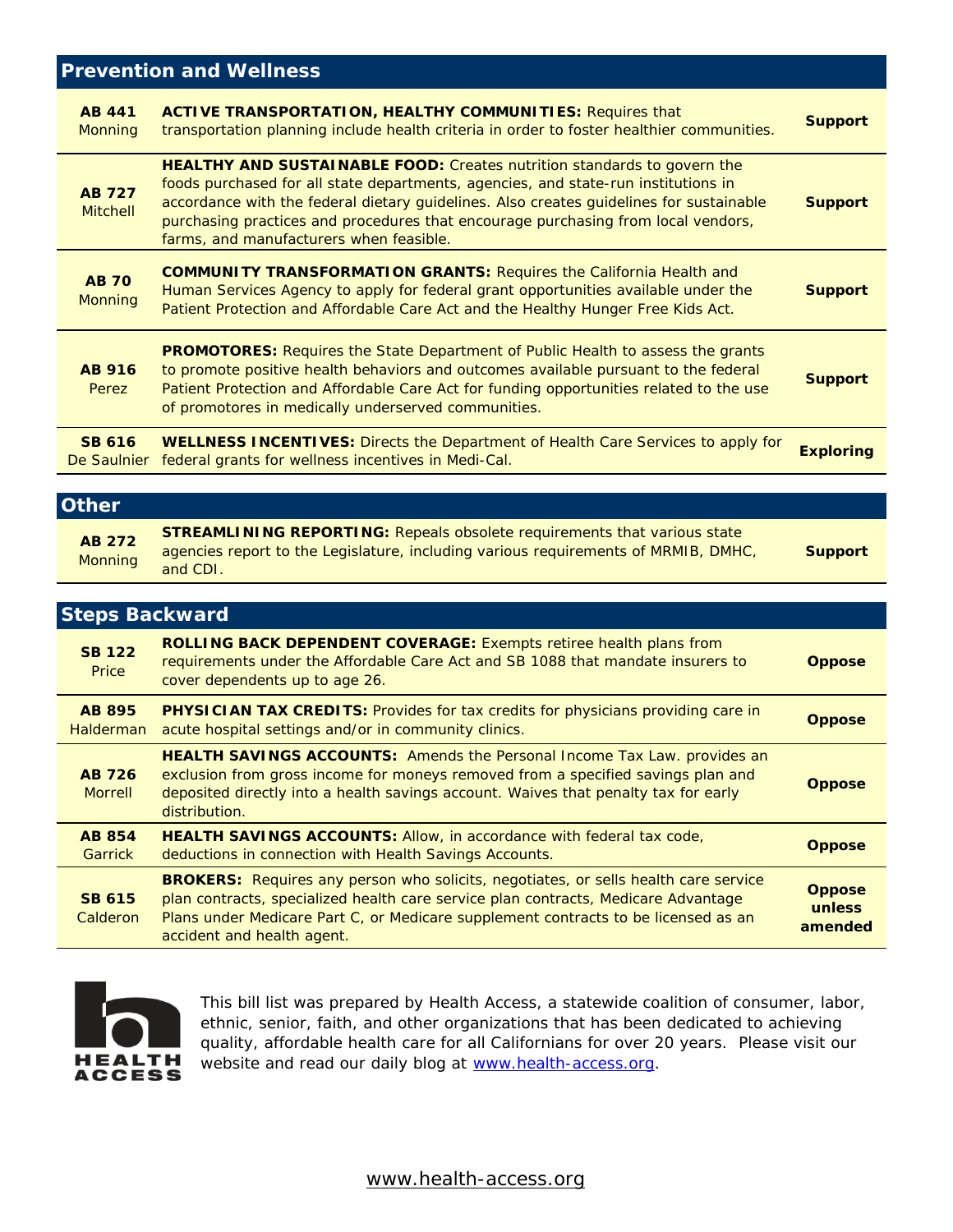## Prevention and Wellness

| | | |
|---|---|---|
| **AB 441** Monning | **ACTIVE TRANSPORTATION, HEALTHY COMMUNITIES:** Requires that transportation planning include health criteria in order to foster healthier communities. | **Support** |
| **AB 727** Mitchell | **HEALTHY AND SUSTAINABLE FOOD:** Creates nutrition standards to govern the foods purchased for all state departments, agencies, and state-run institutions in accordance with the federal dietary guidelines. Also creates guidelines for sustainable purchasing practices and procedures that encourage purchasing from local vendors, farms, and manufacturers when feasible. | **Support** |
| **AB 70** Monning | **COMMUNITY TRANSFORMATION GRANTS:** Requires the California Health and Human Services Agency to apply for federal grant opportunities available under the Patient Protection and Affordable Care Act and the Healthy Hunger Free Kids Act. | **Support** |
| **AB 916** Perez | **PROMOTORES:** Requires the State Department of Public Health to assess the grants to promote positive health behaviors and outcomes available pursuant to the federal Patient Protection and Affordable Care Act for funding opportunities related to the use of promotores in medically underserved communities. | **Support** |
| **SB 616** De Saulnier | **WELLNESS INCENTIVES:** Directs the Department of Health Care Services to apply for federal grants for wellness incentives in Medi-Cal. | **Exploring** |

## Other

| | | |
|---|---|---|
| **AB 272** Monning | **STREAMLINING REPORTING:** Repeals obsolete requirements that various state agencies report to the Legislature, including various requirements of MRMIB, DMHC, and CDI. | **Support** |

## Steps Backward

| | | |
|---|---|---|
| **SB 122** Price | **ROLLING BACK DEPENDENT COVERAGE:** Exempts retiree health plans from requirements under the Affordable Care Act and SB 1088 that mandate insurers to cover dependents up to age 26. | **Oppose** |
| **AB 895** Halderman | **PHYSICIAN TAX CREDITS:** Provides for tax credits for physicians providing care in acute hospital settings and/or in community clinics. | **Oppose** |
| **AB 726** Morrell | **HEALTH SAVINGS ACCOUNTS:** Amends the Personal Income Tax Law. provides an exclusion from gross income for moneys removed from a specified savings plan and deposited directly into a health savings account. Waives that penalty tax for early distribution. | **Oppose** |
| **AB 854** Garrick | **HEALTH SAVINGS ACCOUNTS:** Allow, in accordance with federal tax code, deductions in connection with Health Savings Accounts. | **Oppose** |
| **SB 615** Calderon | **BROKERS:** Requires any person who solicits, negotiates, or sells health care service plan contracts, specialized health care service plan contracts, Medicare Advantage Plans under Medicare Part C, or Medicare supplement contracts to be licensed as an accident and health agent. | **Oppose unless amended** |

HEALTH ACCESS

This bill list was prepared by Health Access, a statewide coalition of consumer, labor, ethnic, senior, faith, and other organizations that has been dedicated to achieving quality, affordable health care for all Californians for over 20 years. Please visit our website and read our daily blog at www.health-access.org.

www.health-access.org